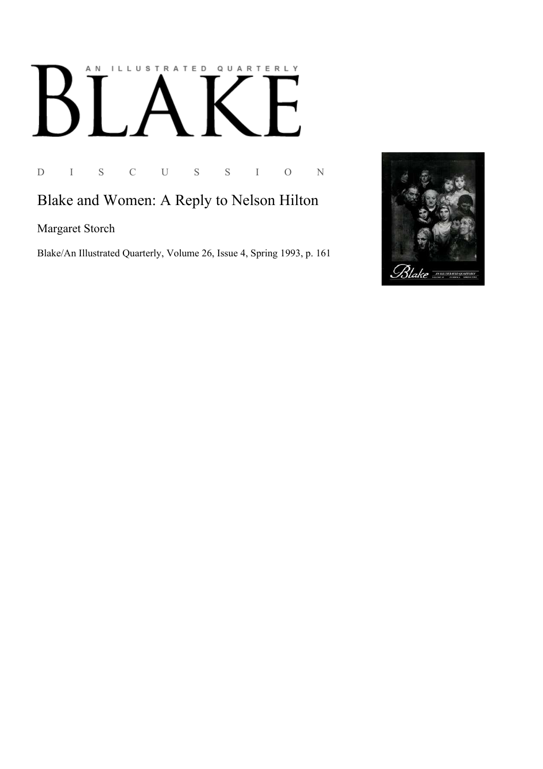# BLAKE

AN ILLUSTRATED QUARTERLY

D I S C U S S I O N

## Blake and Women: A Reply to Nelson Hilton

Margaret Storch

Blake/An Illustrated Quarterly, Volume 26, Issue 4, Spring 1993, p. 161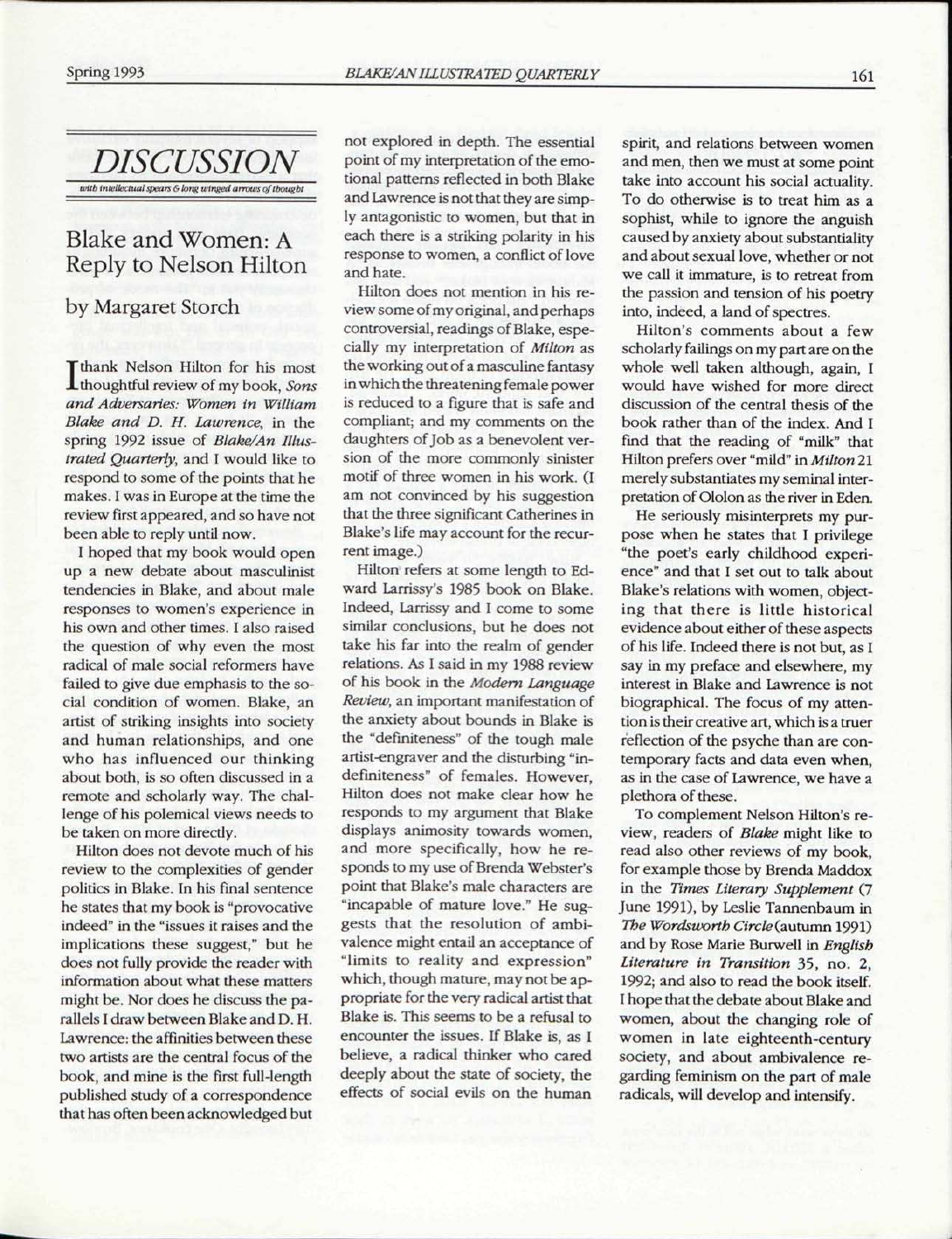# DISCUSSION

*with intellectual spears & long winged arrows of thought*

## Blake and Women: A Reply to Nelson Hilton

### by Margaret Storch

I thank Nelson Hilton for his most thoughtful review of my book, *Sons and Adversaries: Women in William Blake and D. H. Lawrence*, in the spring 1992 issue of *Blake/An Illustrated Quarterly*, and I would like to respond to some of the points that he makes. I was in Europe at the time the review first appeared, and so have not been able to reply until now.

I hoped that my book would open up a new debate about masculinist tendencies in Blake, and about male responses to women's experience in his own and other times. I also raised the question of why even the most radical of male social reformers have failed to give due emphasis to the social condition of women. Blake, an artist of striking insights into society and human relationships, and one who has influenced our thinking about both, is so often discussed in a remote and scholarly way. The challenge of his polemical views needs to be taken on more directly.

Hilton does not devote much of his review to the complexities of gender politics in Blake. In his final sentence he states that my book is "provocative indeed" in the "issues it raises and the implications these suggest," but he does not fully provide the reader with information about what these matters might be. Nor does he discuss the parallels I draw between Blake and D. H. Lawrence: the affinities between these two artists are the central focus of the book, and mine is the first full-length published study of a correspondence that has often been acknowledged but not explored in depth. The essential point of my interpretation of the emotional patterns reflected in both Blake and Lawrence is not that they are simply antagonistic to women, but that in each there is a striking polarity in his response to women, a conflict of love and hate.

Hilton does not mention in his review some of my original, and perhaps controversial, readings of Blake, especially my interpretation of *Milton* as the working out of a masculine fantasy in which the threatening female power is reduced to a figure that is safe and compliant; and my comments on the daughters of Job as a benevolent version of the more commonly sinister motif of three women in his work. (I am not convinced by his suggestion that the three significant Catherines in Blake's life may account for the recurrent image.)

Hilton refers at some length to Edward Larrissy's 1985 book on Blake. Indeed, Larrissy and I come to some similar conclusions, but he does not take his far into the realm of gender relations. As I said in my 1988 review of his book in the *Modern Language Review*, an important manifestation of the anxiety about bounds in Blake is the "definiteness" of the tough male artist-engraver and the disturbing "indefiniteness" of females. However, Hilton does not make clear how he responds to my argument that Blake displays animosity towards women, and more specifically, how he responds to my use of Brenda Webster's point that Blake's male characters are "incapable of mature love." He suggests that the resolution of ambivalence might entail an acceptance of "limits to reality and expression" which, though mature, may not be appropriate for the very radical artist that Blake is. This seems to be a refusal to encounter the issues. If Blake is, as I believe, a radical thinker who cared deeply about the state of society, the effects of social evils on the human spirit, and relations between women and men, then we must at some point take into account his social actuality. To do otherwise is to treat him as a sophist, while to ignore the anguish caused by anxiety about substantiality and about sexual love, whether or not we call it immature, is to retreat from the passion and tension of his poetry into, indeed, a land of spectres.

Hilton's comments about a few scholarly failings on my part are on the whole well taken although, again, I would have wished for more direct discussion of the central thesis of the book rather than of the index. And I find that the reading of "milk" that Hilton prefers over "mild" in *Milton* 21 merely substantiates my seminal interpretation of Ololon as the river in Eden.

He seriously misinterprets my purpose when he states that I privilege "the poet's early childhood experience" and that I set out to talk about Blake's relations with women, objecting that there is little historical evidence about either of these aspects of his life. Indeed there is not but, as I say in my preface and elsewhere, my interest in Blake and Lawrence is not biographical. The focus of my attention is their creative art, which is a truer reflection of the psyche than are contemporary facts and data even when, as in the case of Lawrence, we have a plethora of these.

To complement Nelson Hilton's review, readers of *Blake* might like to read also other reviews of my book, for example those by Brenda Maddox in the *Times Literary Supplement* (7 June 1991), by Leslie Tannenbaum in *The Wordsworth Circle* (autumn 1991) and by Rose Marie Burwell in *English Literature in Transition* 35, no. 2, 1992; and also to read the book itself. I hope that the debate about Blake and women, about the changing role of women in late eighteenth-century society, and about ambivalence regarding feminism on the part of male radicals, will develop and intensify.